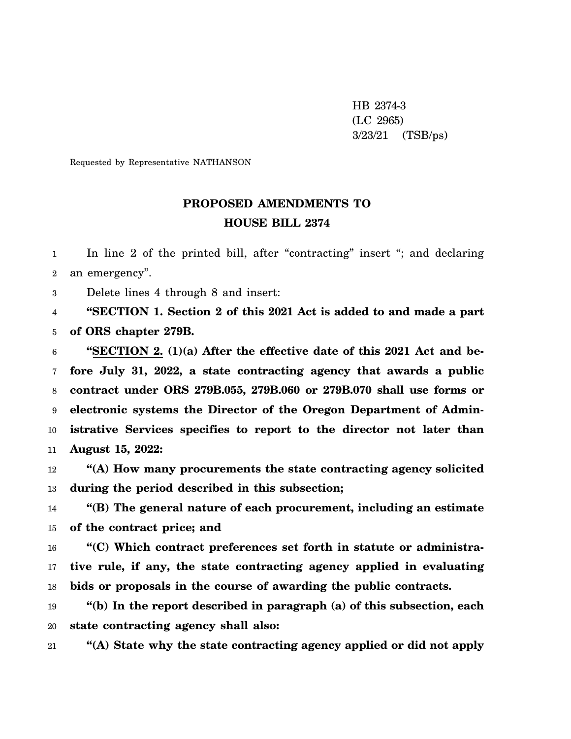HB 2374-3
(LC 2965)
3/23/21 (TSB/ps)

Requested by Representative NATHANSON

# PROPOSED AMENDMENTS TO HOUSE BILL 2374

In line 2 of the printed bill, after "contracting" insert "; and declaring an emergency".

Delete lines 4 through 8 and insert:

**"SECTION 1. Section 2 of this 2021 Act is added to and made a part of ORS chapter 279B.**

**"SECTION 2. (1)(a) After the effective date of this 2021 Act and before July 31, 2022, a state contracting agency that awards a public contract under ORS 279B.055, 279B.060 or 279B.070 shall use forms or electronic systems the Director of the Oregon Department of Administrative Services specifies to report to the director not later than August 15, 2022:**

**"(A) How many procurements the state contracting agency solicited during the period described in this subsection;**

**"(B) The general nature of each procurement, including an estimate of the contract price; and**

**"(C) Which contract preferences set forth in statute or administrative rule, if any, the state contracting agency applied in evaluating bids or proposals in the course of awarding the public contracts.**

**"(b) In the report described in paragraph (a) of this subsection, each state contracting agency shall also:**

**"(A) State why the state contracting agency applied or did not apply**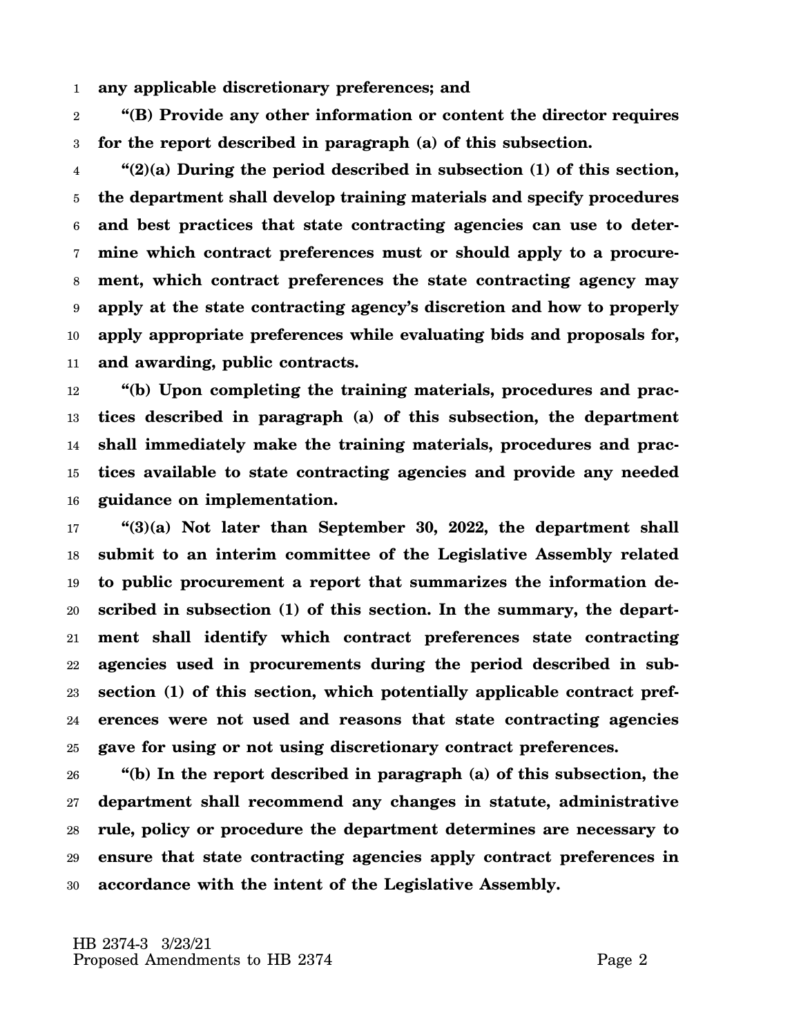**any applicable discretionary preferences; and**

**"(B) Provide any other information or content the director requires for the report described in paragraph (a) of this subsection.**

**"(2)(a) During the period described in subsection (1) of this section, the department shall develop training materials and specify procedures and best practices that state contracting agencies can use to determine which contract preferences must or should apply to a procurement, which contract preferences the state contracting agency may apply at the state contracting agency's discretion and how to properly apply appropriate preferences while evaluating bids and proposals for, and awarding, public contracts.**

**"(b) Upon completing the training materials, procedures and practices described in paragraph (a) of this subsection, the department shall immediately make the training materials, procedures and practices available to state contracting agencies and provide any needed guidance on implementation.**

**"(3)(a) Not later than September 30, 2022, the department shall submit to an interim committee of the Legislative Assembly related to public procurement a report that summarizes the information described in subsection (1) of this section. In the summary, the department shall identify which contract preferences state contracting agencies used in procurements during the period described in subsection (1) of this section, which potentially applicable contract preferences were not used and reasons that state contracting agencies gave for using or not using discretionary contract preferences.**

**"(b) In the report described in paragraph (a) of this subsection, the department shall recommend any changes in statute, administrative rule, policy or procedure the department determines are necessary to ensure that state contracting agencies apply contract preferences in accordance with the intent of the Legislative Assembly.**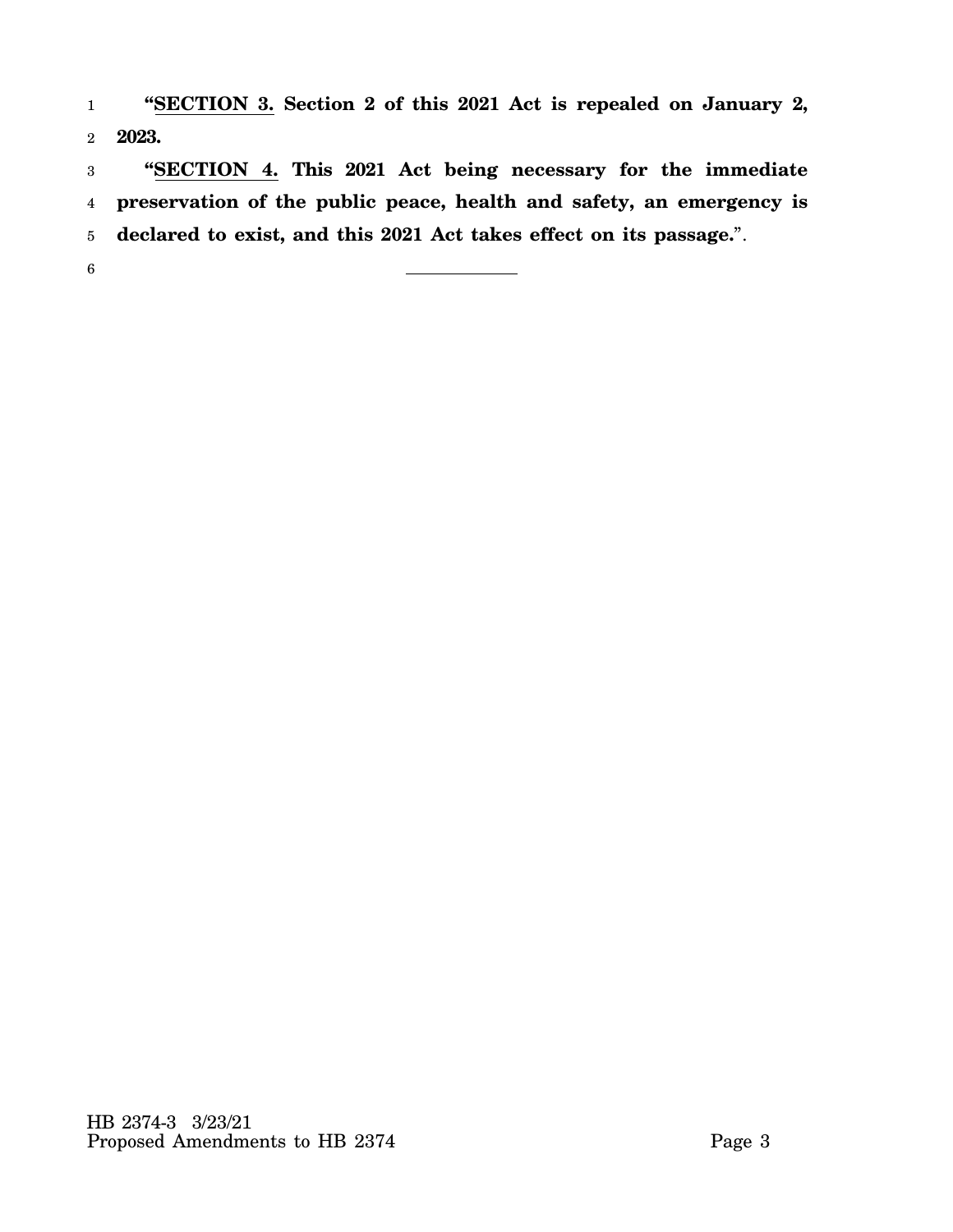**"SECTION 3. Section 2 of this 2021 Act is repealed on January 2, 2023.**

**"SECTION 4. This 2021 Act being necessary for the immediate preservation of the public peace, health and safety, an emergency is declared to exist, and this 2021 Act takes effect on its passage.**".

---